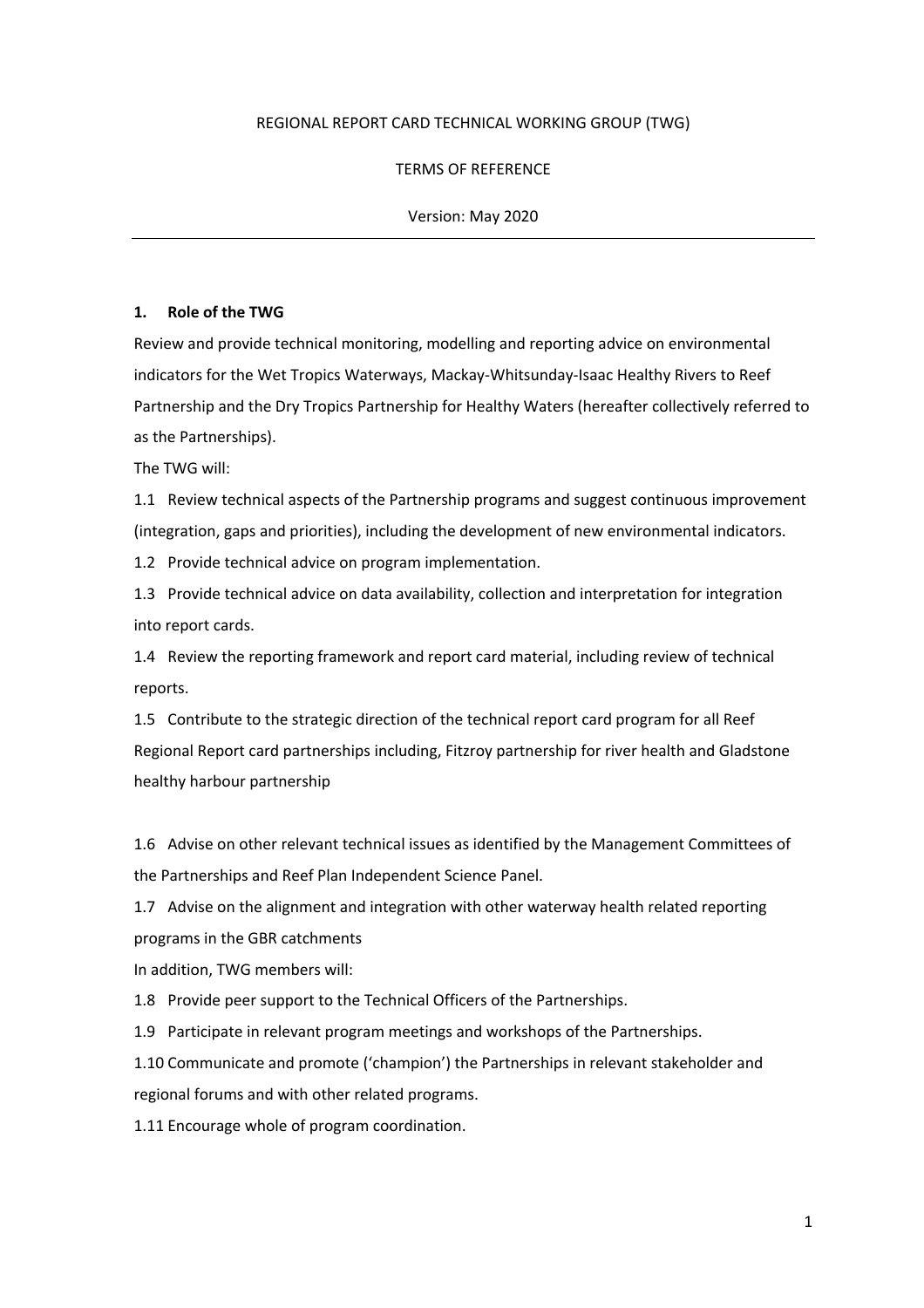REGIONAL REPORT CARD TECHNICAL WORKING GROUP (TWG)

TERMS OF REFERENCE

Version: May 2020

---

## 1. Role of the TWG

Review and provide technical monitoring, modelling and reporting advice on environmental indicators for the Wet Tropics Waterways, Mackay-Whitsunday-Isaac Healthy Rivers to Reef Partnership and the Dry Tropics Partnership for Healthy Waters (hereafter collectively referred to as the Partnerships).

The TWG will:

1.1 Review technical aspects of the Partnership programs and suggest continuous improvement (integration, gaps and priorities), including the development of new environmental indicators.

1.2 Provide technical advice on program implementation.

1.3 Provide technical advice on data availability, collection and interpretation for integration into report cards.

1.4 Review the reporting framework and report card material, including review of technical reports.

1.5 Contribute to the strategic direction of the technical report card program for all Reef Regional Report card partnerships including, Fitzroy partnership for river health and Gladstone healthy harbour partnership

1.6 Advise on other relevant technical issues as identified by the Management Committees of the Partnerships and Reef Plan Independent Science Panel.

1.7 Advise on the alignment and integration with other waterway health related reporting programs in the GBR catchments

In addition, TWG members will:

1.8 Provide peer support to the Technical Officers of the Partnerships.

1.9 Participate in relevant program meetings and workshops of the Partnerships.

1.10 Communicate and promote ('champion') the Partnerships in relevant stakeholder and regional forums and with other related programs.

1.11 Encourage whole of program coordination.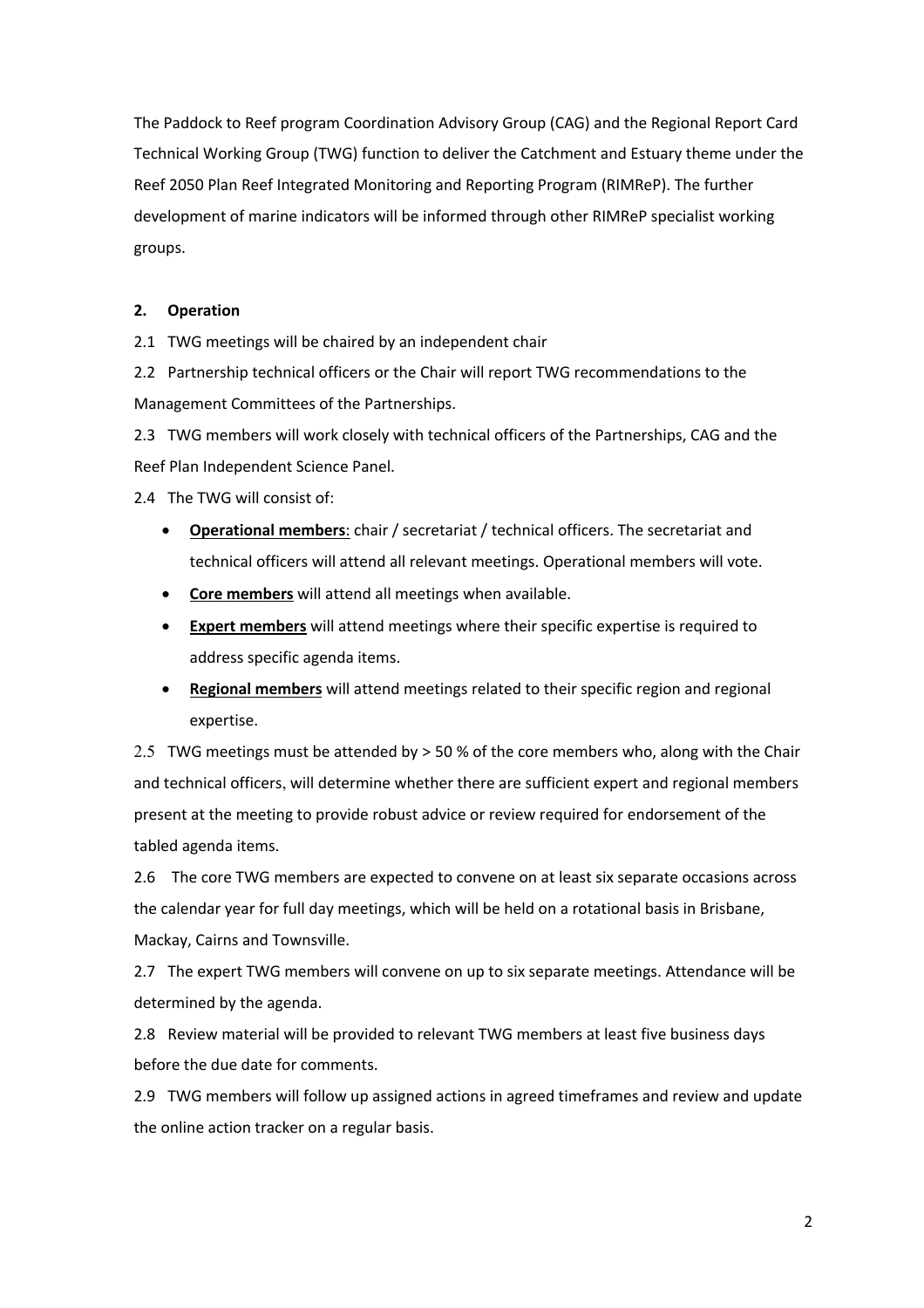The Paddock to Reef program Coordination Advisory Group (CAG) and the Regional Report Card Technical Working Group (TWG) function to deliver the Catchment and Estuary theme under the Reef 2050 Plan Reef Integrated Monitoring and Reporting Program (RIMReP). The further development of marine indicators will be informed through other RIMReP specialist working groups.

## 2. Operation

2.1 TWG meetings will be chaired by an independent chair

2.2 Partnership technical officers or the Chair will report TWG recommendations to the Management Committees of the Partnerships.

2.3 TWG members will work closely with technical officers of the Partnerships, CAG and the Reef Plan Independent Science Panel.

2.4 The TWG will consist of:

- **Operational members**: chair / secretariat / technical officers. The secretariat and technical officers will attend all relevant meetings. Operational members will vote.
- **Core members** will attend all meetings when available.
- **Expert members** will attend meetings where their specific expertise is required to address specific agenda items.
- **Regional members** will attend meetings related to their specific region and regional expertise.

2.5 TWG meetings must be attended by > 50 % of the core members who, along with the Chair and technical officers, will determine whether there are sufficient expert and regional members present at the meeting to provide robust advice or review required for endorsement of the tabled agenda items.

2.6 The core TWG members are expected to convene on at least six separate occasions across the calendar year for full day meetings, which will be held on a rotational basis in Brisbane, Mackay, Cairns and Townsville.

2.7 The expert TWG members will convene on up to six separate meetings. Attendance will be determined by the agenda.

2.8 Review material will be provided to relevant TWG members at least five business days before the due date for comments.

2.9 TWG members will follow up assigned actions in agreed timeframes and review and update the online action tracker on a regular basis.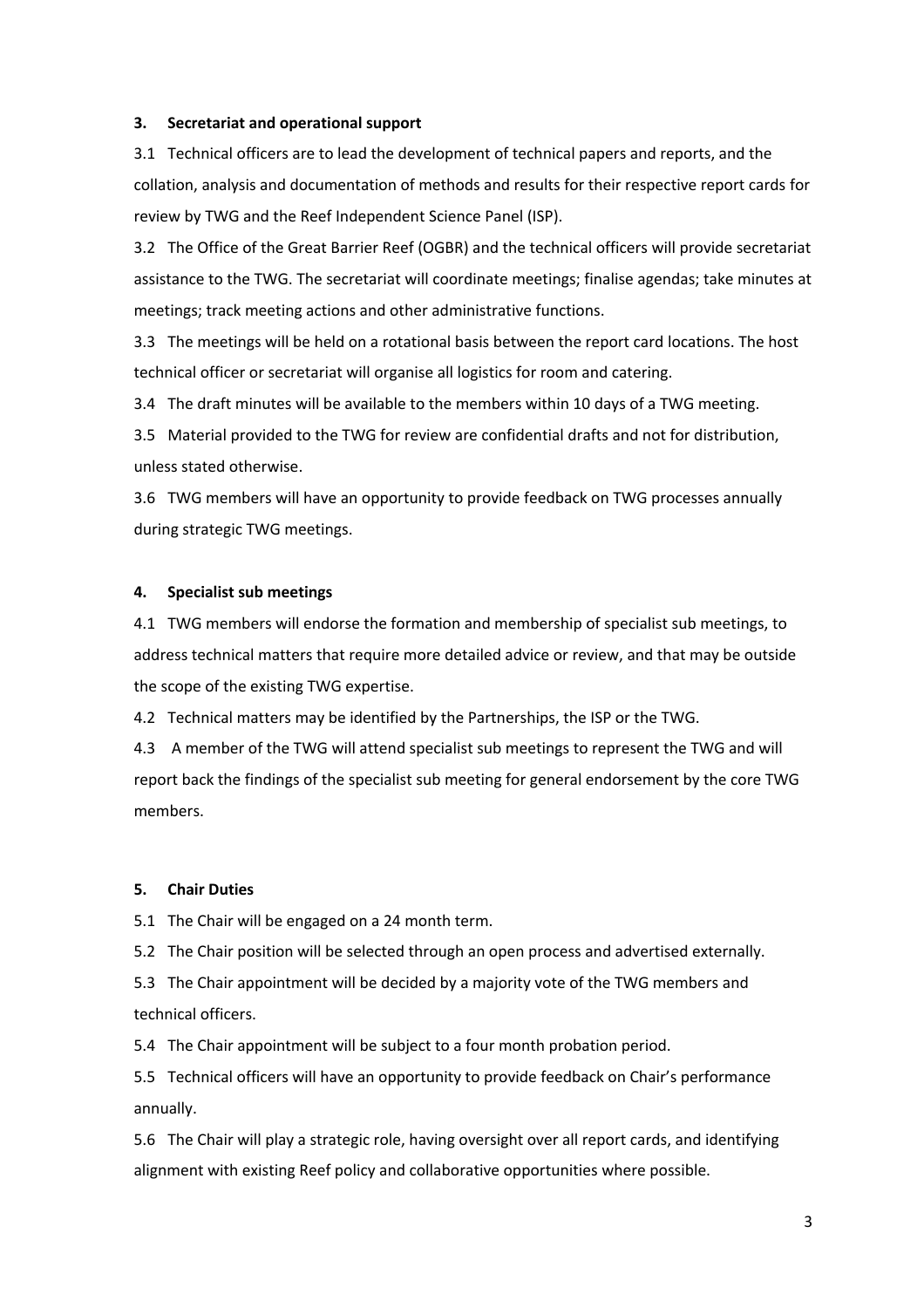## 3. Secretariat and operational support

3.1 Technical officers are to lead the development of technical papers and reports, and the collation, analysis and documentation of methods and results for their respective report cards for review by TWG and the Reef Independent Science Panel (ISP).

3.2 The Office of the Great Barrier Reef (OGBR) and the technical officers will provide secretariat assistance to the TWG. The secretariat will coordinate meetings; finalise agendas; take minutes at meetings; track meeting actions and other administrative functions.

3.3 The meetings will be held on a rotational basis between the report card locations. The host technical officer or secretariat will organise all logistics for room and catering.

3.4 The draft minutes will be available to the members within 10 days of a TWG meeting.

3.5 Material provided to the TWG for review are confidential drafts and not for distribution, unless stated otherwise.

3.6 TWG members will have an opportunity to provide feedback on TWG processes annually during strategic TWG meetings.

## 4. Specialist sub meetings

4.1 TWG members will endorse the formation and membership of specialist sub meetings, to address technical matters that require more detailed advice or review, and that may be outside the scope of the existing TWG expertise.

4.2 Technical matters may be identified by the Partnerships, the ISP or the TWG.

4.3 A member of the TWG will attend specialist sub meetings to represent the TWG and will report back the findings of the specialist sub meeting for general endorsement by the core TWG members.

## 5. Chair Duties

5.1 The Chair will be engaged on a 24 month term.

5.2 The Chair position will be selected through an open process and advertised externally.

5.3 The Chair appointment will be decided by a majority vote of the TWG members and technical officers.

5.4 The Chair appointment will be subject to a four month probation period.

5.5 Technical officers will have an opportunity to provide feedback on Chair's performance annually.

5.6 The Chair will play a strategic role, having oversight over all report cards, and identifying alignment with existing Reef policy and collaborative opportunities where possible.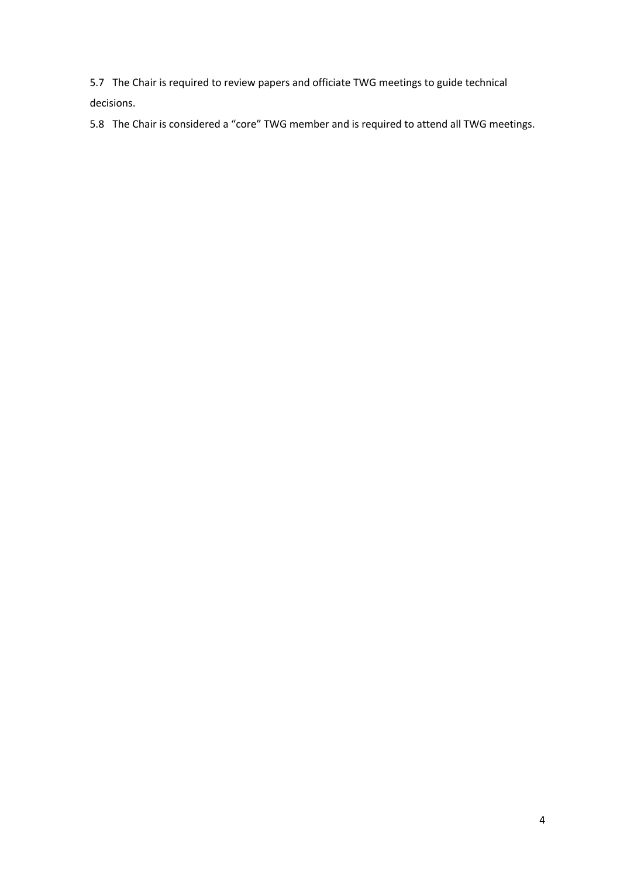5.7 The Chair is required to review papers and officiate TWG meetings to guide technical decisions.

5.8 The Chair is considered a "core" TWG member and is required to attend all TWG meetings.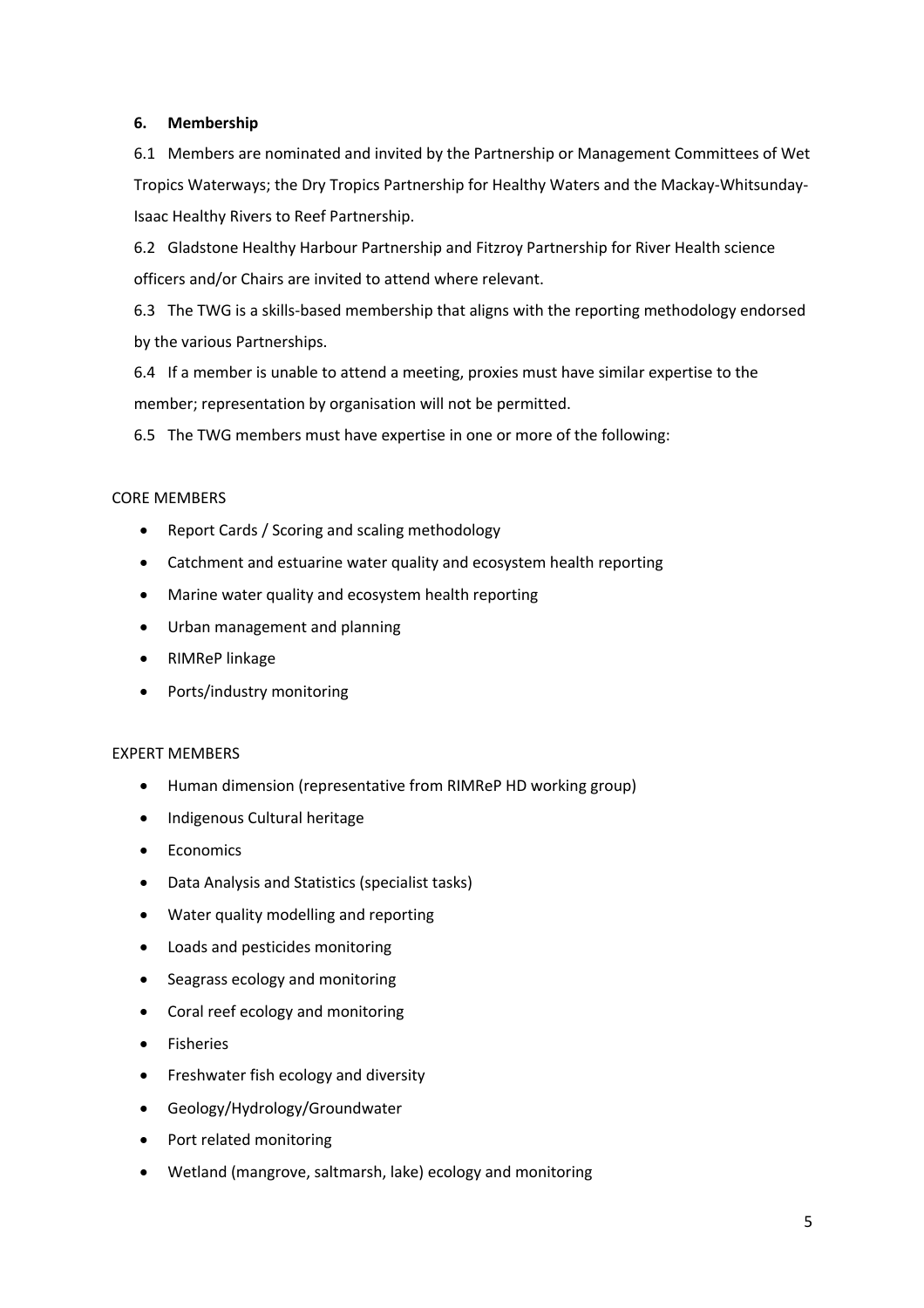**6. Membership**

6.1 Members are nominated and invited by the Partnership or Management Committees of Wet Tropics Waterways; the Dry Tropics Partnership for Healthy Waters and the Mackay-Whitsunday-Isaac Healthy Rivers to Reef Partnership.

6.2 Gladstone Healthy Harbour Partnership and Fitzroy Partnership for River Health science officers and/or Chairs are invited to attend where relevant.

6.3 The TWG is a skills-based membership that aligns with the reporting methodology endorsed by the various Partnerships.

6.4 If a member is unable to attend a meeting, proxies must have similar expertise to the member; representation by organisation will not be permitted.

6.5 The TWG members must have expertise in one or more of the following:

CORE MEMBERS

- Report Cards / Scoring and scaling methodology
- Catchment and estuarine water quality and ecosystem health reporting
- Marine water quality and ecosystem health reporting
- Urban management and planning
- RIMReP linkage
- Ports/industry monitoring

EXPERT MEMBERS

- Human dimension (representative from RIMReP HD working group)
- Indigenous Cultural heritage
- Economics
- Data Analysis and Statistics (specialist tasks)
- Water quality modelling and reporting
- Loads and pesticides monitoring
- Seagrass ecology and monitoring
- Coral reef ecology and monitoring
- Fisheries
- Freshwater fish ecology and diversity
- Geology/Hydrology/Groundwater
- Port related monitoring
- Wetland (mangrove, saltmarsh, lake) ecology and monitoring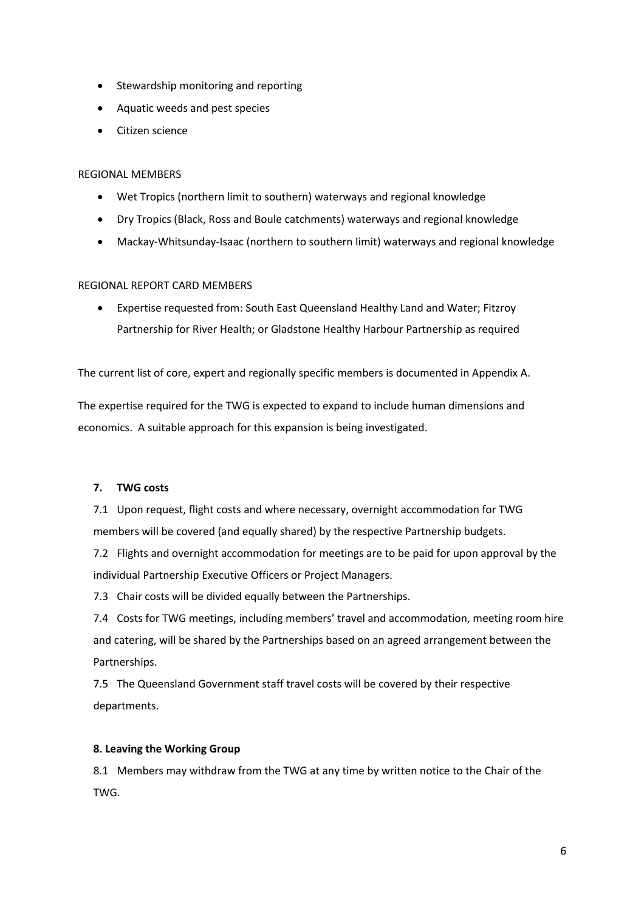- Stewardship monitoring and reporting
- Aquatic weeds and pest species
- Citizen science

REGIONAL MEMBERS

- Wet Tropics (northern limit to southern) waterways and regional knowledge
- Dry Tropics (Black, Ross and Boule catchments) waterways and regional knowledge
- Mackay-Whitsunday-Isaac (northern to southern limit) waterways and regional knowledge

REGIONAL REPORT CARD MEMBERS

- Expertise requested from: South East Queensland Healthy Land and Water; Fitzroy Partnership for River Health; or Gladstone Healthy Harbour Partnership as required

The current list of core, expert and regionally specific members is documented in Appendix A.

The expertise required for the TWG is expected to expand to include human dimensions and economics. A suitable approach for this expansion is being investigated.

## 7. TWG costs

7.1 Upon request, flight costs and where necessary, overnight accommodation for TWG members will be covered (and equally shared) by the respective Partnership budgets.

7.2 Flights and overnight accommodation for meetings are to be paid for upon approval by the individual Partnership Executive Officers or Project Managers.

7.3 Chair costs will be divided equally between the Partnerships.

7.4 Costs for TWG meetings, including members' travel and accommodation, meeting room hire and catering, will be shared by the Partnerships based on an agreed arrangement between the Partnerships.

7.5 The Queensland Government staff travel costs will be covered by their respective departments.

## 8. Leaving the Working Group

8.1 Members may withdraw from the TWG at any time by written notice to the Chair of the TWG.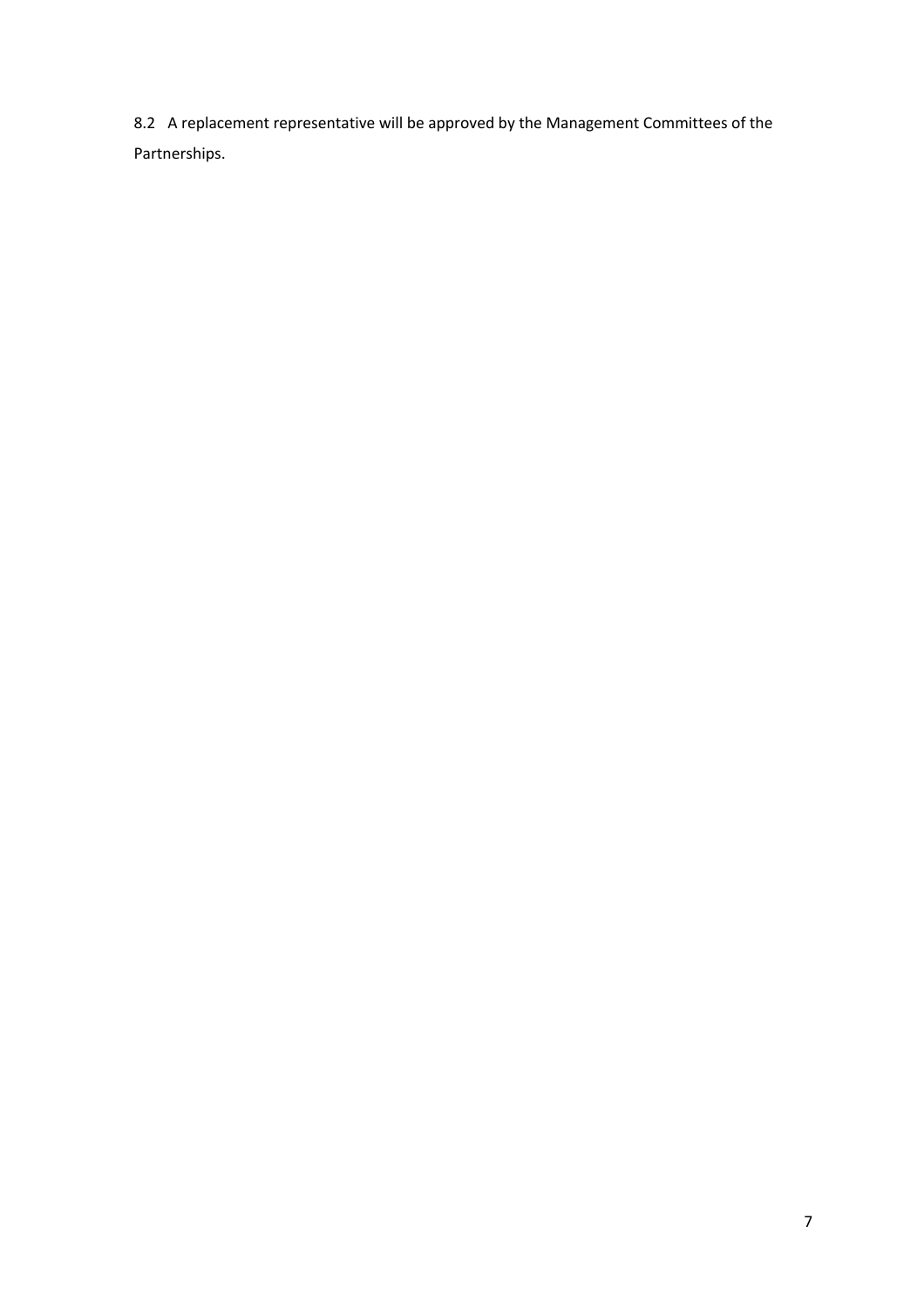8.2 A replacement representative will be approved by the Management Committees of the Partnerships.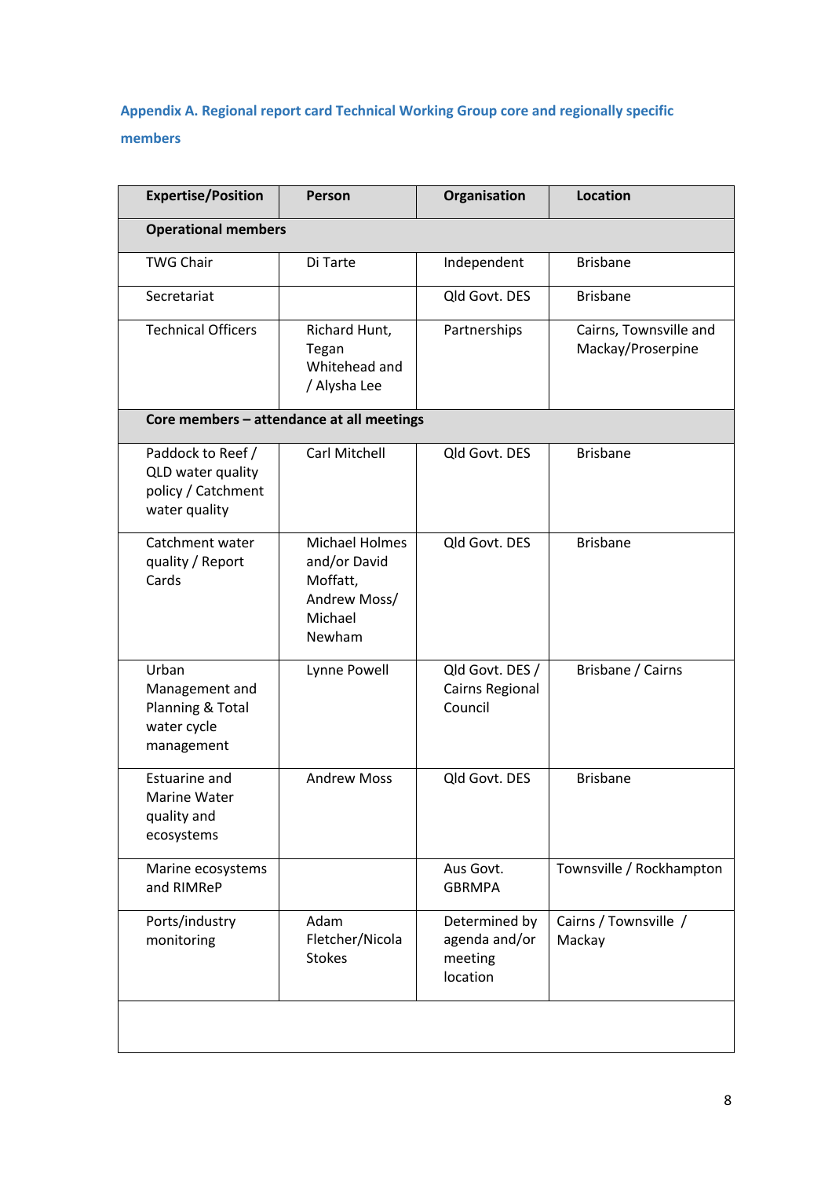### Appendix A. Regional report card Technical Working Group core and regionally specific members

| Expertise/Position | Person | Organisation | Location |
|---|---|---|---|
| **Operational members** | | | |
| TWG Chair | Di Tarte | Independent | Brisbane |
| Secretariat | | Qld Govt. DES | Brisbane |
| Technical Officers | Richard Hunt, Tegan Whitehead and / Alysha Lee | Partnerships | Cairns, Townsville and Mackay/Proserpine |
| **Core members – attendance at all meetings** | | | |
| Paddock to Reef / QLD water quality policy / Catchment water quality | Carl Mitchell | Qld Govt. DES | Brisbane |
| Catchment water quality / Report Cards | Michael Holmes and/or David Moffatt, Andrew Moss/ Michael Newham | Qld Govt. DES | Brisbane |
| Urban Management and Planning & Total water cycle management | Lynne Powell | Qld Govt. DES / Cairns Regional Council | Brisbane / Cairns |
| Estuarine and Marine Water quality and ecosystems | Andrew Moss | Qld Govt. DES | Brisbane |
| Marine ecosystems and RIMReP | | Aus Govt. GBRMPA | Townsville / Rockhampton |
| Ports/industry monitoring | Adam Fletcher/Nicola Stokes | Determined by agenda and/or meeting location | Cairns / Townsville / Mackay |
| | | | |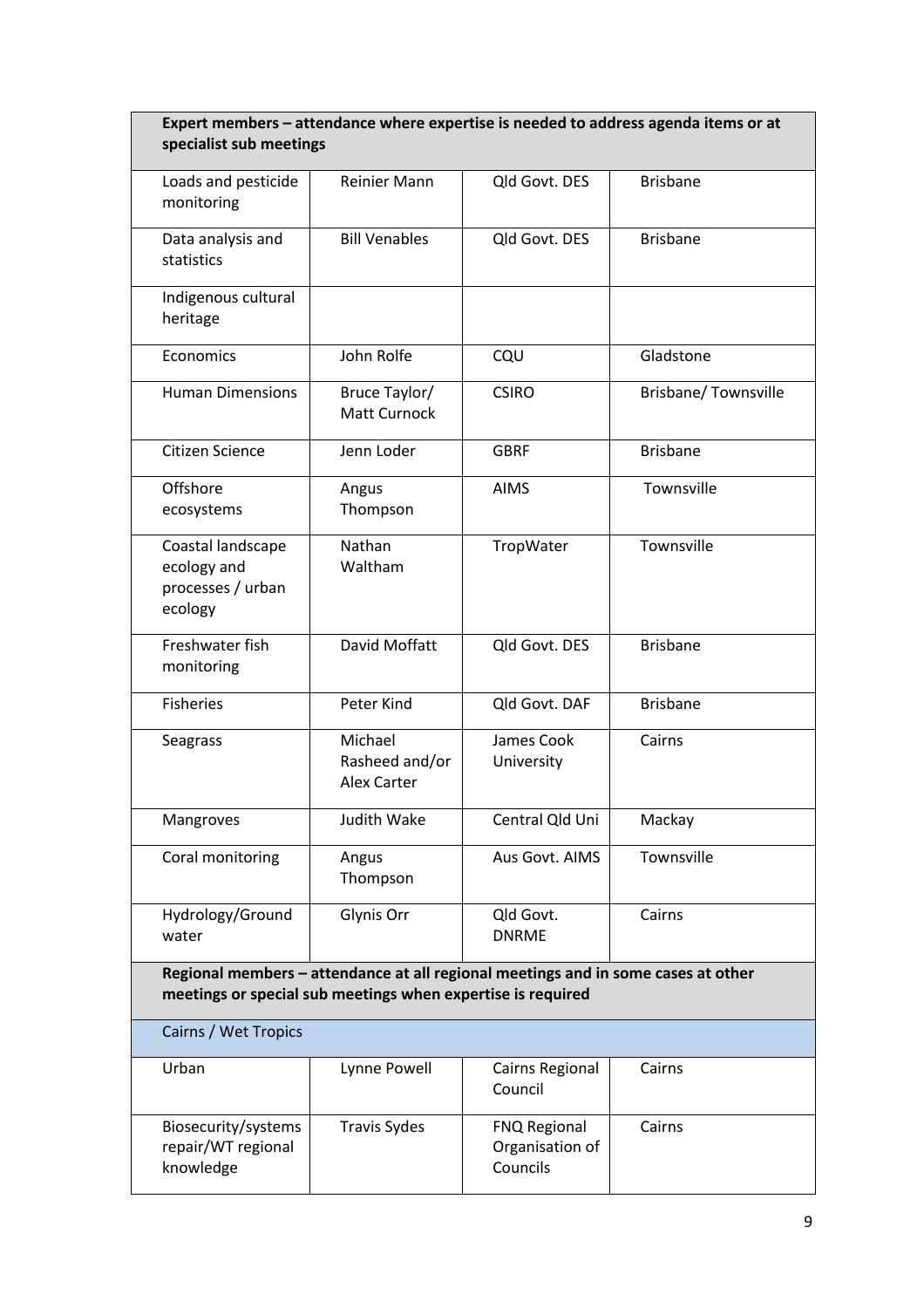| Expert members – attendance where expertise is needed to address agenda items or at specialist sub meetings | | | |
|---|---|---|---|
| Loads and pesticide monitoring | Reinier Mann | Qld Govt. DES | Brisbane |
| Data analysis and statistics | Bill Venables | Qld Govt. DES | Brisbane |
| Indigenous cultural heritage | | | |
| Economics | John Rolfe | CQU | Gladstone |
| Human Dimensions | Bruce Taylor/ Matt Curnock | CSIRO | Brisbane/ Townsville |
| Citizen Science | Jenn Loder | GBRF | Brisbane |
| Offshore ecosystems | Angus Thompson | AIMS | Townsville |
| Coastal landscape ecology and processes / urban ecology | Nathan Waltham | TropWater | Townsville |
| Freshwater fish monitoring | David Moffatt | Qld Govt. DES | Brisbane |
| Fisheries | Peter Kind | Qld Govt. DAF | Brisbane |
| Seagrass | Michael Rasheed and/or Alex Carter | James Cook University | Cairns |
| Mangroves | Judith Wake | Central Qld Uni | Mackay |
| Coral monitoring | Angus Thompson | Aus Govt. AIMS | Townsville |
| Hydrology/Ground water | Glynis Orr | Qld Govt. DNRME | Cairns |
| **Regional members – attendance at all regional meetings and in some cases at other meetings or special sub meetings when expertise is required** | | | |
| Cairns / Wet Tropics | | | |
| Urban | Lynne Powell | Cairns Regional Council | Cairns |
| Biosecurity/systems repair/WT regional knowledge | Travis Sydes | FNQ Regional Organisation of Councils | Cairns |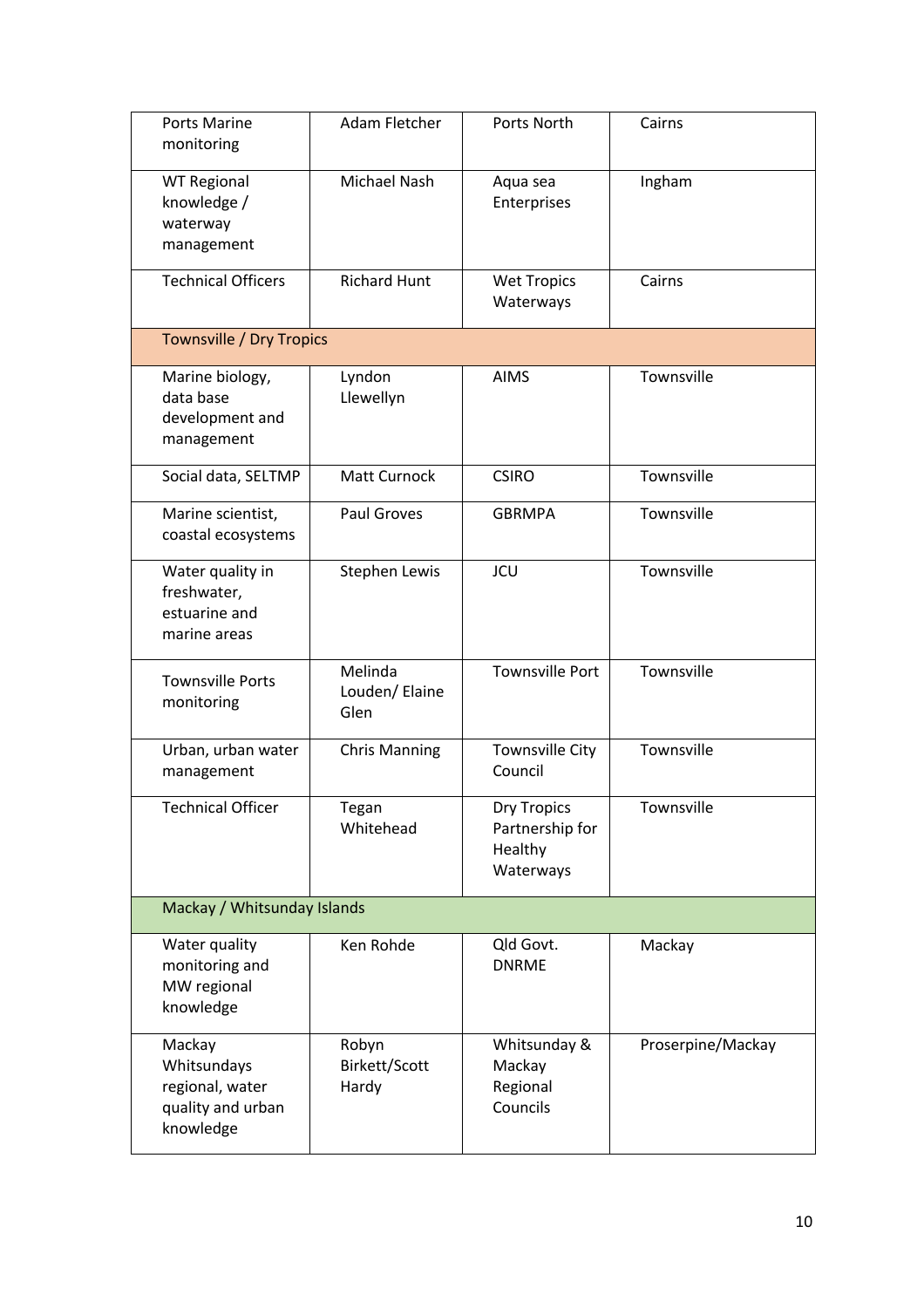| | | | |
|---|---|---|---|
| Ports Marine monitoring | Adam Fletcher | Ports North | Cairns |
| WT Regional knowledge / waterway management | Michael Nash | Aqua sea Enterprises | Ingham |
| Technical Officers | Richard Hunt | Wet Tropics Waterways | Cairns |
| Townsville / Dry Tropics | | | |
| Marine biology, data base development and management | Lyndon Llewellyn | AIMS | Townsville |
| Social data, SELTMP | Matt Curnock | CSIRO | Townsville |
| Marine scientist, coastal ecosystems | Paul Groves | GBRMPA | Townsville |
| Water quality in freshwater, estuarine and marine areas | Stephen Lewis | JCU | Townsville |
| Townsville Ports monitoring | Melinda Louden/ Elaine Glen | Townsville Port | Townsville |
| Urban, urban water management | Chris Manning | Townsville City Council | Townsville |
| Technical Officer | Tegan Whitehead | Dry Tropics Partnership for Healthy Waterways | Townsville |
| Mackay / Whitsunday Islands | | | |
| Water quality monitoring and MW regional knowledge | Ken Rohde | Qld Govt. DNRME | Mackay |
| Mackay Whitsundays regional, water quality and urban knowledge | Robyn Birkett/Scott Hardy | Whitsunday & Mackay Regional Councils | Proserpine/Mackay |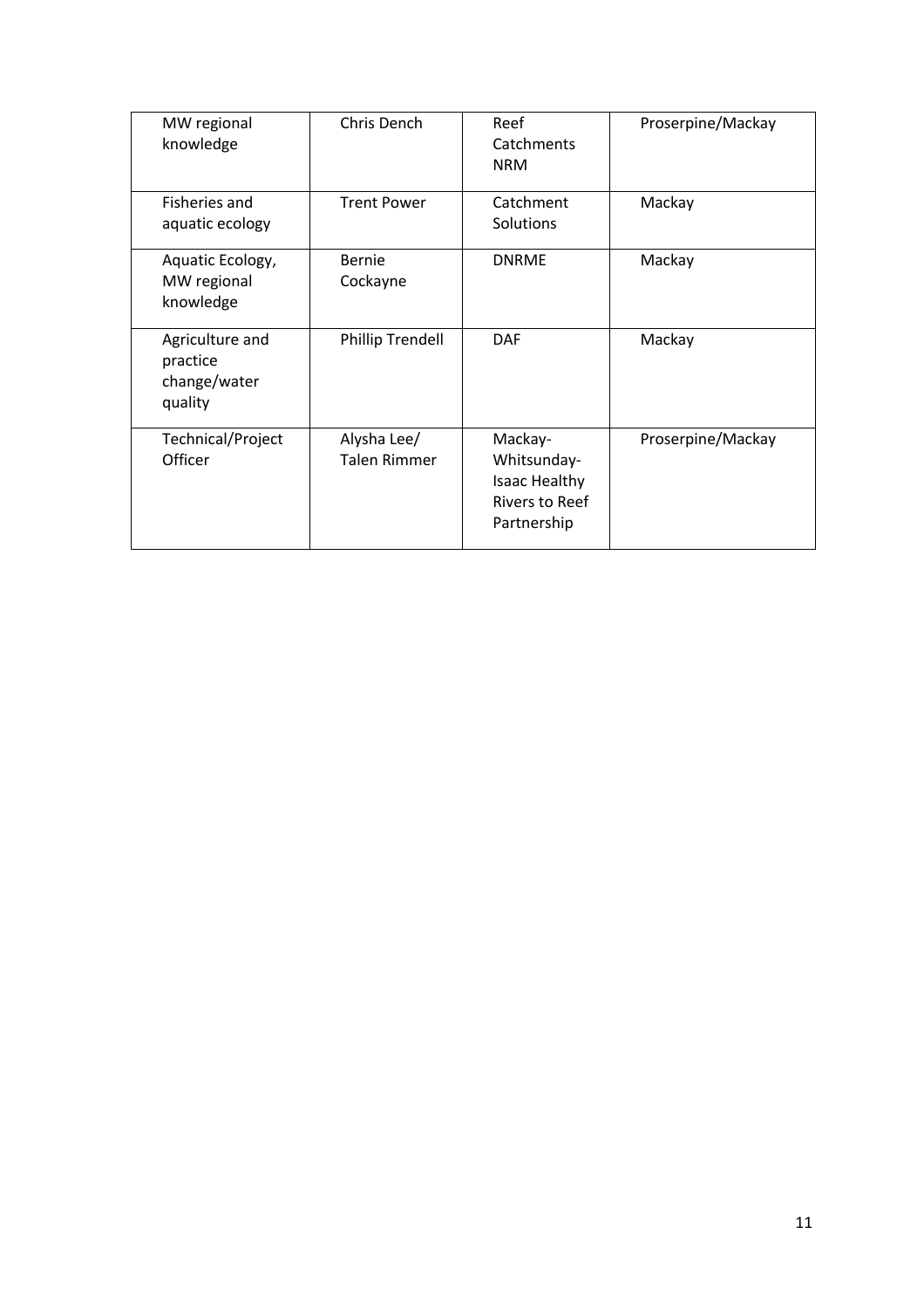| | | | |
|---|---|---|---|
| MW regional knowledge | Chris Dench | Reef Catchments NRM | Proserpine/Mackay |
| Fisheries and aquatic ecology | Trent Power | Catchment Solutions | Mackay |
| Aquatic Ecology, MW regional knowledge | Bernie Cockayne | DNRME | Mackay |
| Agriculture and practice change/water quality | Phillip Trendell | DAF | Mackay |
| Technical/Project Officer | Alysha Lee/ Talen Rimmer | Mackay-Whitsunday-Isaac Healthy Rivers to Reef Partnership | Proserpine/Mackay |